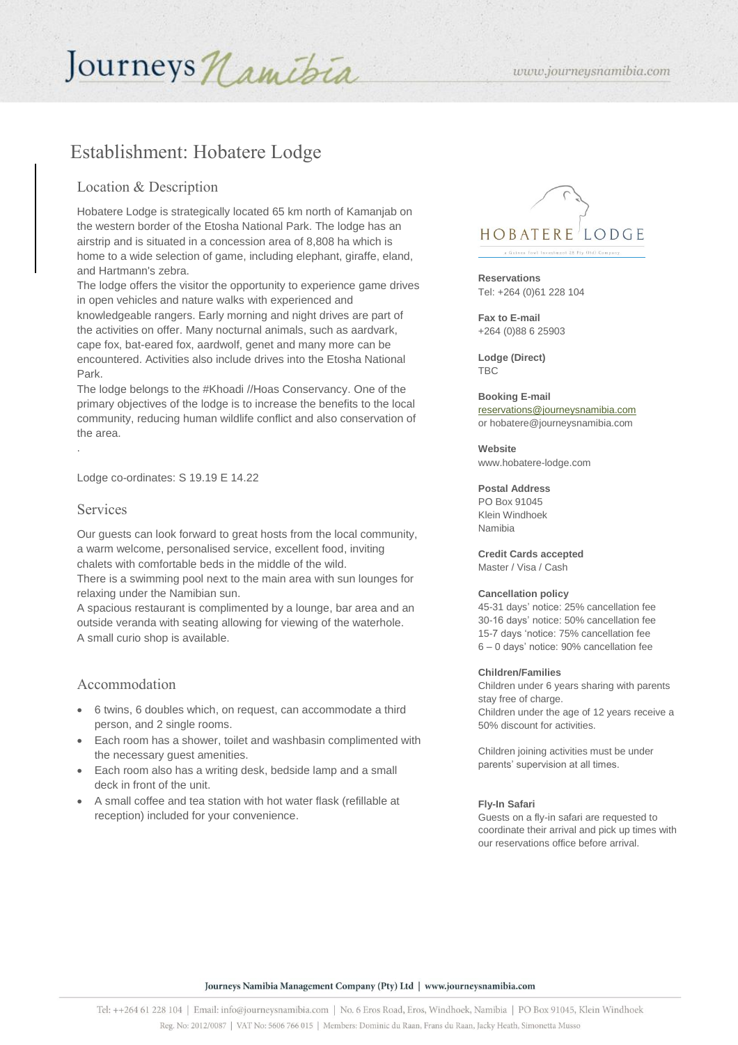# Establishment: Hobatere Lodge

## Location & Description

Hobatere Lodge is strategically located 65 km north of Kamanjab on the western border of the Etosha National Park. The lodge has an airstrip and is situated in a concession area of 8,808 ha which is home to a wide selection of game, including elephant, giraffe, eland, and Hartmann's zebra.

The lodge offers the visitor the opportunity to experience game drives in open vehicles and nature walks with experienced and knowledgeable rangers. Early morning and night drives are part of the activities on offer. Many nocturnal animals, such as aardvark, cape fox, bat-eared fox, aardwolf, genet and many more can be encountered. Activities also include drives into the Etosha National Park.

The lodge belongs to the #Khoadi //Hoas Conservancy. One of the primary objectives of the lodge is to increase the benefits to the local community, reducing human wildlife conflict and also conservation of the area.

.

Lodge co-ordinates: S 19.19 E 14.22

## Services

Our guests can look forward to great hosts from the local community, a warm welcome, personalised service, excellent food, inviting chalets with comfortable beds in the middle of the wild.

There is a swimming pool next to the main area with sun lounges for relaxing under the Namibian sun.

A spacious restaurant is complimented by a lounge, bar area and an outside veranda with seating allowing for viewing of the waterhole.

A small curio shop is available.

## Accommodation

- 6 twins, 6 doubles which, on request, can accommodate a third person, and 2 single rooms.
- Each room has a shower, toilet and washbasin complimented with the necessary guest amenities.
- Each room also has a writing desk, bedside lamp and a small deck in front of the unit.
- A small coffee and tea station with hot water flask (refillable at reception) included for your convenience.

HOBATERE LODGE

**Reservations**
Tel: +264 (0)61 228 104

**Fax to E-mail**
+264 (0)88 6 25903

**Lodge (Direct)**
TBC

**Booking E-mail**
reservations@journeysnamibia.com
or hobatere@journeysnamibia.com

**Website**
www.hobatere-lodge.com

**Postal Address**
PO Box 91045
Klein Windhoek
Namibia

**Credit Cards accepted**
Master / Visa / Cash

**Cancellation policy**
45-31 days' notice: 25% cancellation fee
30-16 days' notice: 50% cancellation fee
15-7 days 'notice: 75% cancellation fee
6 – 0 days' notice: 90% cancellation fee

**Children/Families**
Children under 6 years sharing with parents stay free of charge.
Children under the age of 12 years receive a 50% discount for activities.

Children joining activities must be under parents' supervision at all times.

**Fly-In Safari**
Guests on a fly-in safari are requested to coordinate their arrival and pick up times with our reservations office before arrival.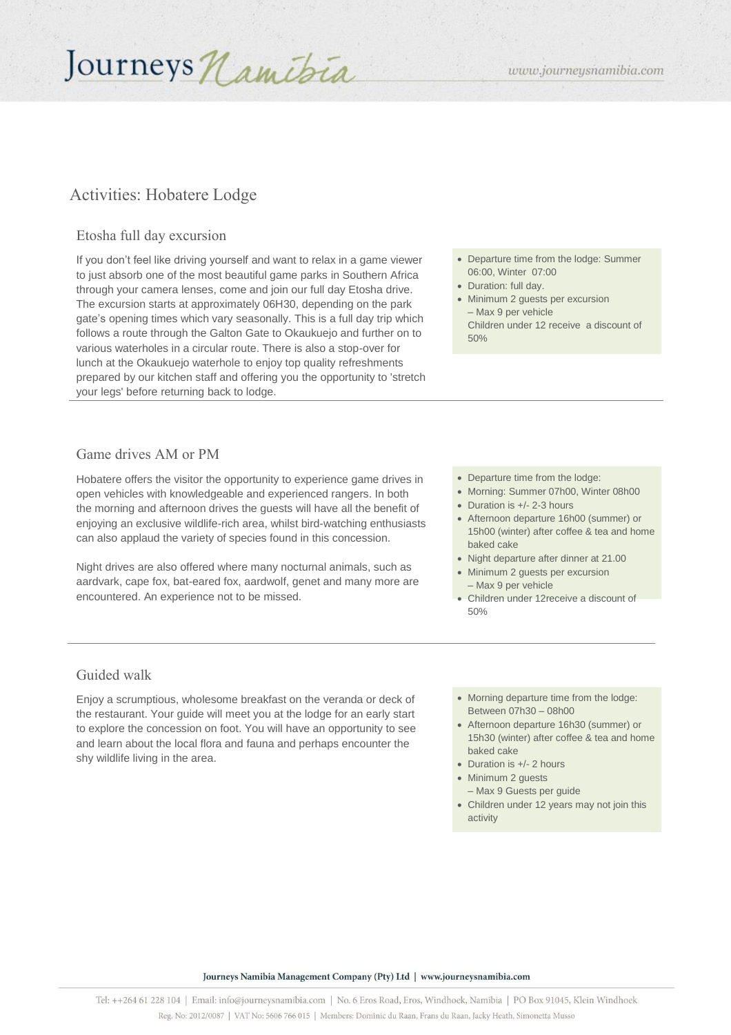# Activities: Hobatere Lodge

## Etosha full day excursion

If you don't feel like driving yourself and want to relax in a game viewer to just absorb one of the most beautiful game parks in Southern Africa through your camera lenses, come and join our full day Etosha drive. The excursion starts at approximately 06H30, depending on the park gate's opening times which vary seasonally. This is a full day trip which follows a route through the Galton Gate to Okaukuejo and further on to various waterholes in a circular route. There is also a stop-over for lunch at the Okaukuejo waterhole to enjoy top quality refreshments prepared by our kitchen staff and offering you the opportunity to 'stretch your legs' before returning back to lodge.

- Departure time from the lodge: Summer 06:00, Winter 07:00
- Duration: full day.
- Minimum 2 guests per excursion – Max 9 per vehicle
  Children under 12 receive a discount of 50%

## Game drives AM or PM

Hobatere offers the visitor the opportunity to experience game drives in open vehicles with knowledgeable and experienced rangers. In both the morning and afternoon drives the guests will have all the benefit of enjoying an exclusive wildlife-rich area, whilst bird-watching enthusiasts can also applaud the variety of species found in this concession.

Night drives are also offered where many nocturnal animals, such as aardvark, cape fox, bat-eared fox, aardwolf, genet and many more are encountered. An experience not to be missed.

- Departure time from the lodge:
- Morning: Summer 07h00, Winter 08h00
- Duration is +/- 2-3 hours
- Afternoon departure 16h00 (summer) or 15h00 (winter) after coffee & tea and home baked cake
- Night departure after dinner at 21.00
- Minimum 2 guests per excursion – Max 9 per vehicle
- Children under 12receive a discount of 50%

## Guided walk

Enjoy a scrumptious, wholesome breakfast on the veranda or deck of the restaurant. Your guide will meet you at the lodge for an early start to explore the concession on foot. You will have an opportunity to see and learn about the local flora and fauna and perhaps encounter the shy wildlife living in the area.

- Morning departure time from the lodge: Between 07h30 – 08h00
- Afternoon departure 16h30 (summer) or 15h30 (winter) after coffee & tea and home baked cake
- Duration is +/- 2 hours
- Minimum 2 guests – Max 9 Guests per guide
- Children under 12 years may not join this activity